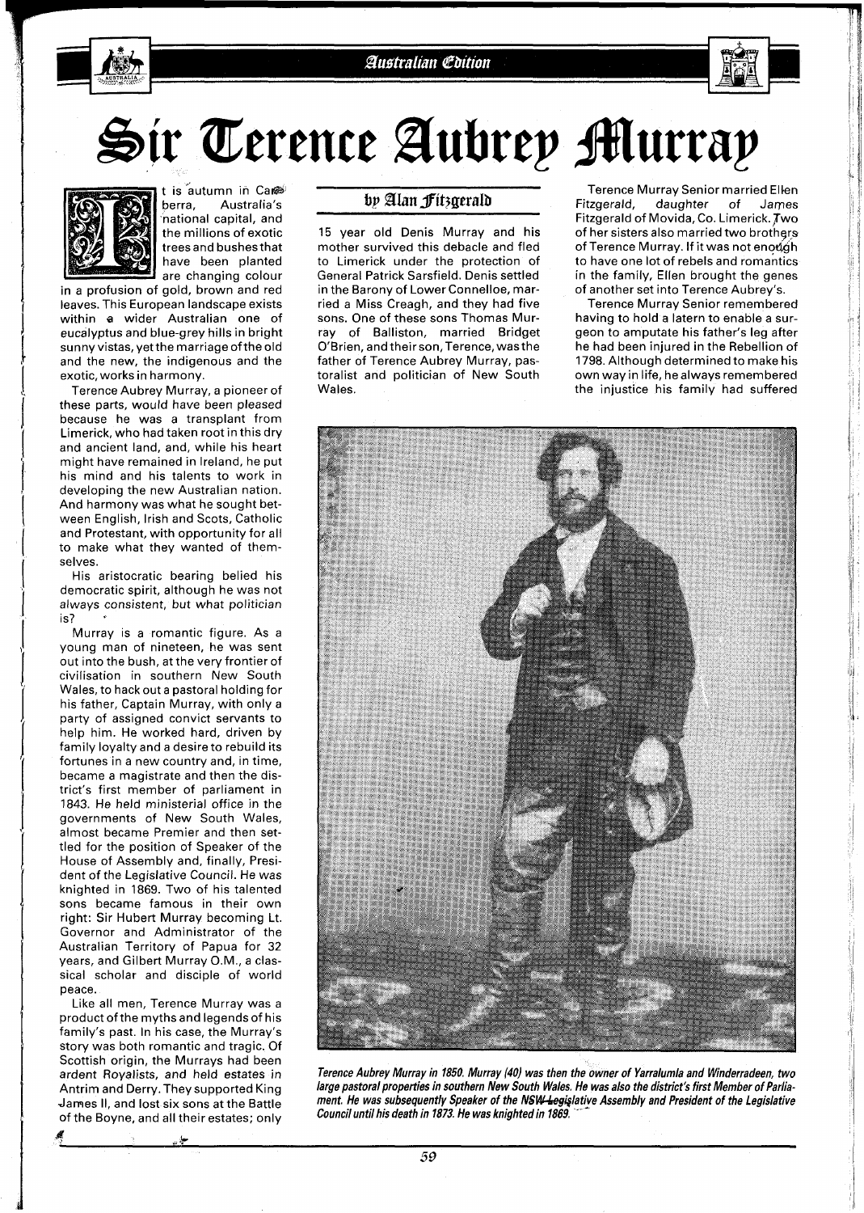# Sir Terence Aubrey Murray

## by Alan Fitzgerald

It is autumn in Canberra, Australia's national capital, and the millions of exotic trees and bushes that have been planted are changing colour in a profusion of gold, brown and red leaves. This European landscape exists within a wider Australian one of eucalyptus and blue-grey hills in bright sunny vistas, yet the marriage of the old and the new, the indigenous and the exotic, works in harmony.

Terence Aubrey Murray, a pioneer of these parts, would have been pleased because he was a transplant from Limerick, who had taken root in this dry and ancient land, and, while his heart might have remained in Ireland, he put his mind and his talents to work in developing the new Australian nation. And harmony was what he sought between English, Irish and Scots, Catholic and Protestant, with opportunity for all to make what they wanted of themselves.

His aristocratic bearing belied his democratic spirit, although he was not always consistent, but what politician is?

Murray is a romantic figure. As a young man of nineteen, he was sent out into the bush, at the very frontier of civilisation in southern New South Wales, to hack out a pastoral holding for his father, Captain Murray, with only a party of assigned convict servants to help him. He worked hard, driven by family loyalty and a desire to rebuild its fortunes in a new country and, in time, became a magistrate and then the district's first member of parliament in 1843. He held ministerial office in the governments of New South Wales, almost became Premier and then settled for the position of Speaker of the House of Assembly and, finally, President of the Legislative Council. He was knighted in 1869. Two of his talented sons became famous in their own right: Sir Hubert Murray becoming Lt. Governor and Administrator of the Australian Territory of Papua for 32 years, and Gilbert Murray O.M., a classical scholar and disciple of world peace.

Like all men, Terence Murray was a product of the myths and legends of his family's past. In his case, the Murray's story was both romantic and tragic. Of Scottish origin, the Murrays had been ardent Royalists, and held estates in Antrim and Derry. They supported King James II, and lost six sons at the Battle of the Boyne, and all their estates; only 15 year old Denis Murray and his mother survived this debacle and fled to Limerick under the protection of General Patrick Sarsfield. Denis settled in the Barony of Lower Connelloe, married a Miss Creagh, and they had five sons. One of these sons Thomas Murray of Balliston, married Bridget O'Brien, and their son, Terence, was the father of Terence Aubrey Murray, pastoralist and politician of New South Wales.

Terence Murray Senior married Ellen Fitzgerald, daughter of James Fitzgerald of Movida, Co. Limerick. Two of her sisters also married two brothers of Terence Murray. If it was not enough to have one lot of rebels and romantics in the family, Ellen brought the genes of another set into Terence Aubrey's.

Terence Murray Senior remembered having to hold a latern to enable a surgeon to amputate his father's leg after he had been injured in the Rebellion of 1798. Although determined to make his own way in life, he always remembered the injustice his family had suffered

*Terence Aubrey Murray in 1850. Murray (40) was then the owner of Yarralumla and Winderradeen, two large pastoral properties in southern New South Wales. He was also the district's first Member of Parliament. He was subsequently Speaker of the NSW Legislative Assembly and President of the Legislative Council until his death in 1873. He was knighted in 1869.*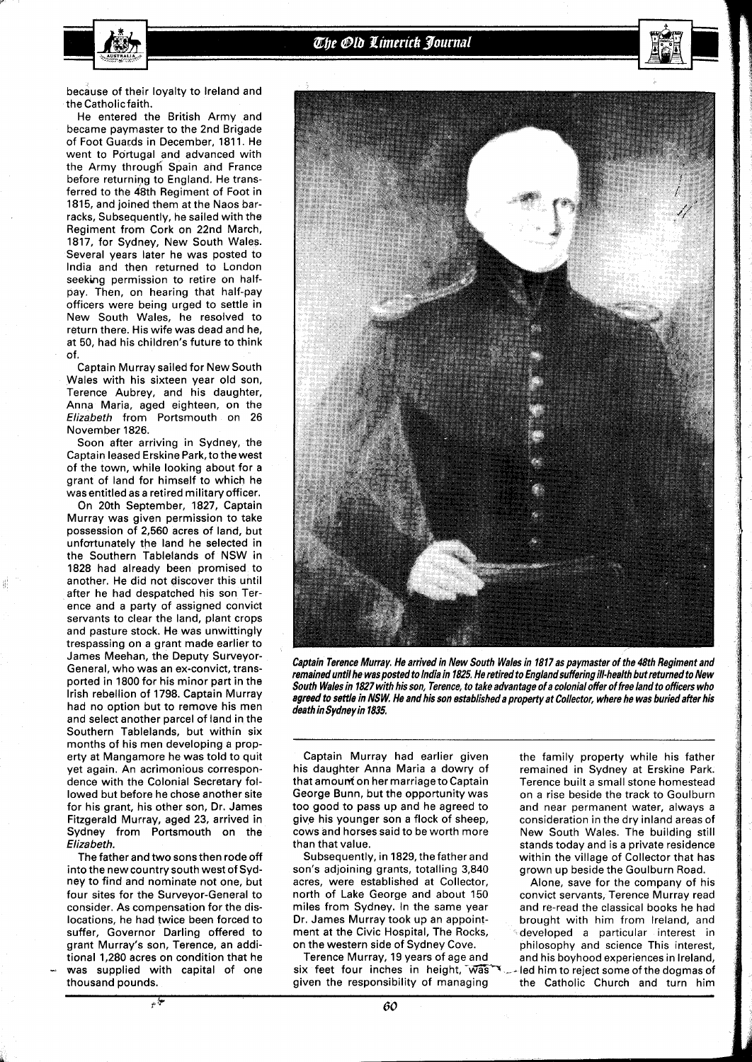because of their loyalty to Ireland and the Catholic faith.

He entered the British Army and became paymaster to the 2nd Brigade of Foot Guards in December, 1811. He went to Portugal and advanced with the Army through Spain and France before returning to England. He transferred to the 48th Regiment of Foot in 1815, and joined them at the Naos barracks, Subsequently, he sailed with the Regiment from Cork on 22nd March, 1817, for Sydney, New South Wales. Several years later he was posted to India and then returned to London seeking permission to retire on half-pay. Then, on hearing that half-pay officers were being urged to settle in New South Wales, he resolved to return there. His wife was dead and he, at 50, had his children's future to think of.

Captain Murray sailed for New South Wales with his sixteen year old son, Terence Aubrey, and his daughter, Anna Maria, aged eighteen, on the *Elizabeth* from Portsmouth on 26 November 1826.

Soon after arriving in Sydney, the Captain leased Erskine Park, to the west of the town, while looking about for a grant of land for himself to which he was entitled as a retired military officer.

On 20th September, 1827, Captain Murray was given permission to take possession of 2,560 acres of land, but unfortunately the land he selected in the Southern Tablelands of NSW in 1828 had already been promised to another. He did not discover this until after he had despatched his son Terence and a party of assigned convict servants to clear the land, plant crops and pasture stock. He was unwittingly trespassing on a grant made earlier to James Meehan, the Deputy Surveyor-General, who was an ex-convict, transported in 1800 for his minor part in the Irish rebellion of 1798. Captain Murray had no option but to remove his men and select another parcel of land in the Southern Tablelands, but within six months of his men developing a property at Mangamore he was told to quit yet again. An acrimonious correspondence with the Colonial Secretary followed but before he chose another site for his grant, his other son, Dr. James Fitzgerald Murray, aged 23, arrived in Sydney from Portsmouth on the *Elizabeth*.

The father and two sons then rode off into the new country south west of Sydney to find and nominate not one, but four sites for the Surveyor-General to consider. As compensation for the dislocations, he had twice been forced to suffer, Governor Darling offered to grant Murray's son, Terence, an additional 1,280 acres on condition that he was supplied with capital of one thousand pounds.

***Captain Terence Murray. He arrived in New South Wales in 1817 as paymaster of the 48th Regiment and remained until he was posted to India in 1825. He retired to England suffering ill-health but returned to New South Wales in 1827 with his son, Terence, to take advantage of a colonial offer of free land to officers who agreed to settle in NSW. He and his son established a property at Collector, where he was buried after his death in Sydney in 1835.***

Captain Murray had earlier given his daughter Anna Maria a dowry of that amount on her marriage to Captain George Bunn, but the opportunity was too good to pass up and he agreed to give his younger son a flock of sheep, cows and horses said to be worth more than that value.

Subsequently, in 1829, the father and son's adjoining grants, totalling 3,840 acres, were established at Collector, north of Lake George and about 150 miles from Sydney. In the same year Dr. James Murray took up an appointment at the Civic Hospital, The Rocks, on the western side of Sydney Cove.

Terence Murray, 19 years of age and six feet four inches in height, was given the responsibility of managing the family property while his father remained in Sydney at Erskine Park. Terence built a small stone homestead on a rise beside the track to Goulburn and near permanent water, always a consideration in the dry inland areas of New South Wales. The building still stands today and is a private residence within the village of Collector that has grown up beside the Goulburn Road.

Alone, save for the company of his convict servants, Terence Murray read and re-read the classical books he had brought with him from Ireland, and developed a particular interest in philosophy and science This interest, and his boyhood experiences in Ireland, led him to reject some of the dogmas of the Catholic Church and turn him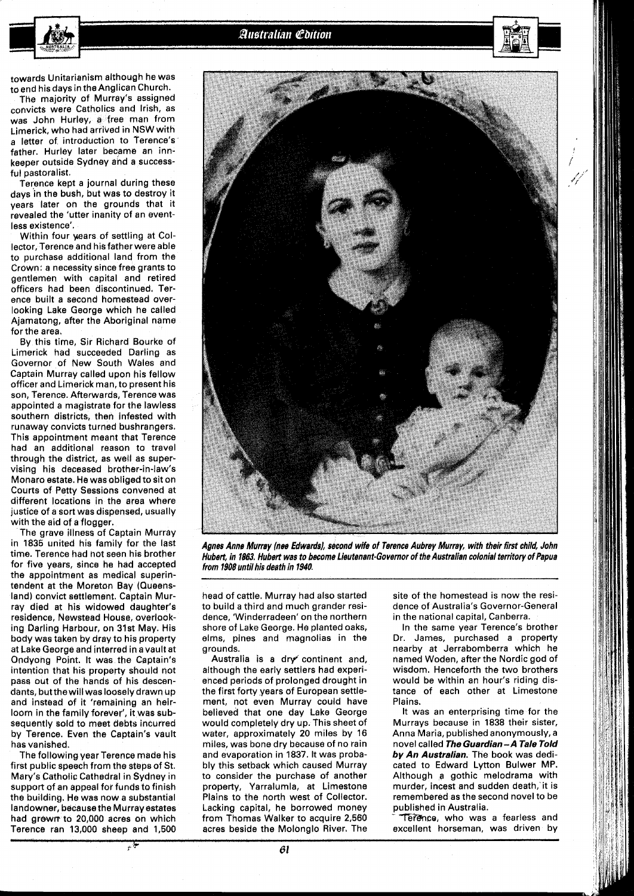towards Unitarianism although he was to end his days in the Anglican Church.

The majority of Murray's assigned convicts were Catholics and Irish, as was John Hurley, a free man from Limerick, who had arrived in NSW with a letter of introduction to Terence's father. Hurley later became an innkeeper outside Sydney and a successful pastoralist.

Terence kept a journal during these days in the bush, but was to destroy it years later on the grounds that it revealed the 'utter inanity of an eventless existence'.

Within four years of settling at Collector, Terence and his father were able to purchase additional land from the Crown: a necessity since free grants to gentlemen with capital and retired officers had been discontinued. Terence built a second homestead overlooking Lake George which he called Ajamatong, after the Aboriginal name for the area.

By this time, Sir Richard Bourke of Limerick had succeeded Darling as Governor of New South Wales and Captain Murray called upon his fellow officer and Limerick man, to present his son, Terence. Afterwards, Terence was appointed a magistrate for the lawless southern districts, then infested with runaway convicts turned bushrangers. This appointment meant that Terence had an additional reason to travel through the district, as well as supervising his deceased brother-in-law's Monaro estate. He was obliged to sit on Courts of Petty Sessions convened at different locations in the area where justice of a sort was dispensed, usually with the aid of a flogger.

The grave illness of Captain Murray in 1835 united his family for the last time. Terence had not seen his brother for five years, since he had accepted the appointment as medical superintendent at the Moreton Bay (Queensland) convict settlement. Captain Murray died at his widowed daughter's residence, Newstead House, overlooking Darling Harbour, on 31st May. His body was taken by dray to his property at Lake George and interred in a vault at Ondyong Point. It was the Captain's intention that his property should not pass out of the hands of his descendants, but the will was loosely drawn up and instead of it 'remaining an heirloom in the family forever', it was subsequently sold to meet debts incurred by Terence. Even the Captain's vault has vanished.

The following year Terence made his first public speech from the steps of St. Mary's Catholic Cathedral in Sydney in support of an appeal for funds to finish the building. He was now a substantial landowner, because the Murray estates had grown to 20,000 acres on which Terence ran 13,000 sheep and 1,500 head of cattle. Murray had also started to build a third and much grander residence, 'Winderradeen' on the northern shore of Lake George. He planted oaks, elms, pines and magnolias in the grounds.

Australia is a dry continent and, although the early settlers had experienced periods of prolonged drought in the first forty years of European settlement, not even Murray could have believed that one day Lake George would completely dry up. This sheet of water, approximately 20 miles by 16 miles, was bone dry because of no rain and evaporation in 1837. It was probably this setback which caused Murray to consider the purchase of another property, Yarralumla, at Limestone Plains to the north west of Collector. Lacking capital, he borrowed money from Thomas Walker to acquire 2,560 acres beside the Molonglo River. The site of the homestead is now the residence of Australia's Governor-General in the national capital, Canberra.

In the same year Terence's brother Dr. James, purchased a property nearby at Jerrabomberra which he named Woden, after the Nordic god of wisdom. Henceforth the two brothers would be within an hour's riding distance of each other at Limestone Plains.

It was an enterprising time for the Murrays because in 1838 their sister, Anna Maria, published anonymously, a novel called ***The Guardian – A Tale Told by An Australian.*** The book was dedicated to Edward Lytton Bulwer MP. Although a gothic melodrama with murder, incest and sudden death, it is remembered as the second novel to be published in Australia.

Terence, who was a fearless and excellent horseman, was driven by

***Agnes Anne Murray (nee Edwards), second wife of Terence Aubrey Murray, with their first child, John Hubert, in 1863. Hubert was to become Lieutenant-Governor of the Australian colonial territory of Papua from 1908 until his death in 1940.***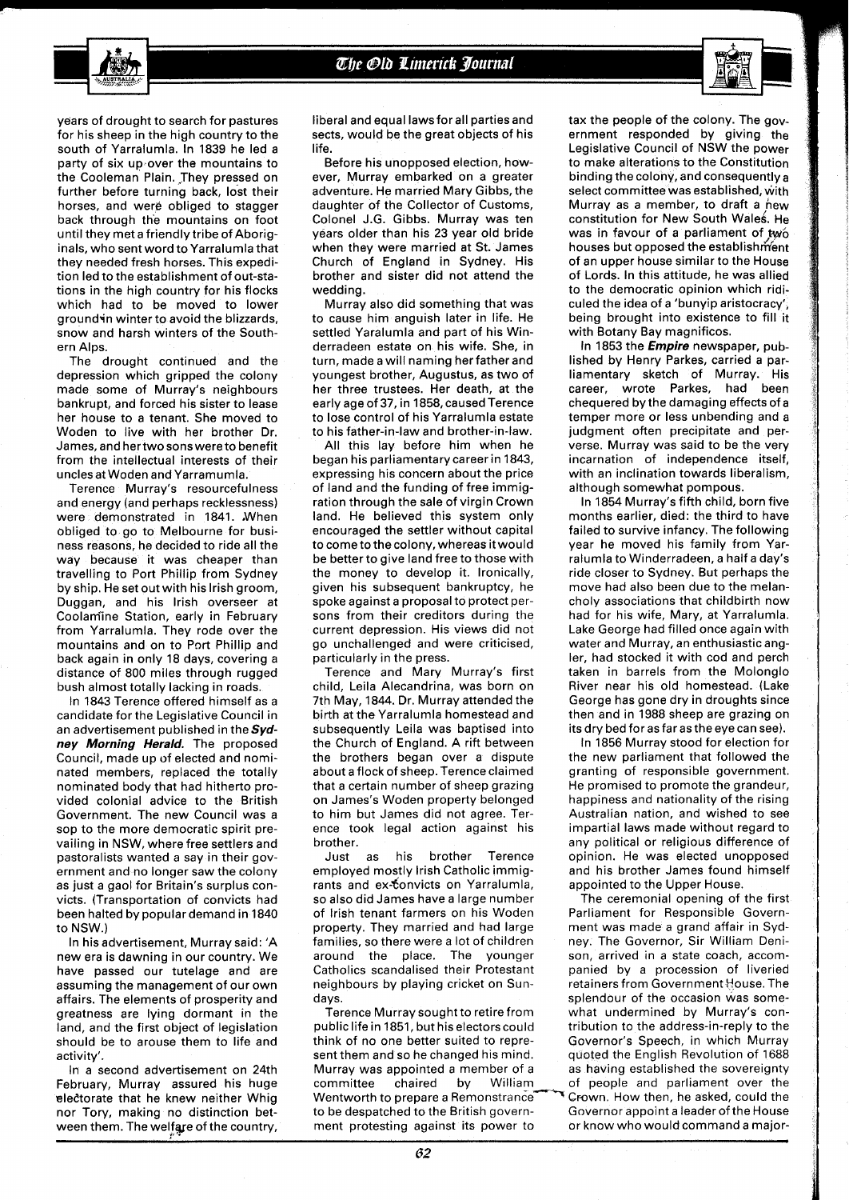years of drought to search for pastures for his sheep in the high country to the south of Yarralumla. In 1839 he led a party of six up over the mountains to the Cooleman Plain. They pressed on further before turning back, lost their horses, and were obliged to stagger back through the mountains on foot until they met a friendly tribe of Aboriginals, who sent word to Yarralumla that they needed fresh horses. This expedition led to the establishment of out-stations in the high country for his flocks which had to be moved to lower ground in winter to avoid the blizzards, snow and harsh winters of the Southern Alps.

The drought continued and the depression which gripped the colony made some of Murray's neighbours bankrupt, and forced his sister to lease her house to a tenant. She moved to Woden to live with her brother Dr. James, and her two sons were to benefit from the intellectual interests of their uncles at Woden and Yarramumla.

Terence Murray's resourcefulness and energy (and perhaps recklessness) were demonstrated in 1841. When obliged to go to Melbourne for business reasons, he decided to ride all the way because it was cheaper than travelling to Port Phillip from Sydney by ship. He set out with his Irish groom, Duggan, and his Irish overseer at Coolamine Station, early in February from Yarralumla. They rode over the mountains and on to Port Phillip and back again in only 18 days, covering a distance of 800 miles through rugged bush almost totally lacking in roads.

In 1843 Terence offered himself as a candidate for the Legislative Council in an advertisement published in the ***Sydney Morning Herald.*** The proposed Council, made up of elected and nominated members, replaced the totally nominated body that had hitherto provided colonial advice to the British Government. The new Council was a sop to the more democratic spirit prevailing in NSW, where free settlers and pastoralists wanted a say in their government and no longer saw the colony as just a gaol for Britain's surplus convicts. (Transportation of convicts had been halted by popular demand in 1840 to NSW.)

In his advertisement, Murray said: 'A new era is dawning in our country. We have passed our tutelage and are assuming the management of our own affairs. The elements of prosperity and greatness are lying dormant in the land, and the first object of legislation should be to arouse them to life and activity'.

In a second advertisement on 24th February, Murray assured his huge electorate that he knew neither Whig nor Tory, making no distinction between them. The welfare of the country, liberal and equal laws for all parties and sects, would be the great objects of his life.

Before his unopposed election, however, Murray embarked on a greater adventure. He married Mary Gibbs, the daughter of the Collector of Customs, Colonel J.G. Gibbs. Murray was ten years older than his 23 year old bride when they were married at St. James Church of England in Sydney. His brother and sister did not attend the wedding.

Murray also did something that was to cause him anguish later in life. He settled Yaralumla and part of his Winderradeen estate on his wife. She, in turn, made a will naming her father and youngest brother, Augustus, as two of her three trustees. Her death, at the early age of 37, in 1858, caused Terence to lose control of his Yarralumla estate to his father-in-law and brother-in-law.

All this lay before him when he began his parliamentary career in 1843, expressing his concern about the price of land and the funding of free immigration through the sale of virgin Crown land. He believed this system only encouraged the settler without capital to come to the colony, whereas it would be better to give land free to those with the money to develop it. Ironically, given his subsequent bankruptcy, he spoke against a proposal to protect persons from their creditors during the current depression. His views did not go unchallenged and were criticised, particularly in the press.

Terence and Mary Murray's first child, Leila Alecandrina, was born on 7th May, 1844. Dr. Murray attended the birth at the Yarralumla homestead and subsequently Leila was baptised into the Church of England. A rift between the brothers began over a dispute about a flock of sheep. Terence claimed that a certain number of sheep grazing on James's Woden property belonged to him but James did not agree. Terence took legal action against his brother.

Just as his brother Terence employed mostly Irish Catholic immigrants and ex-convicts on Yarralumla, so also did James have a large number of Irish tenant farmers on his Woden property. They married and had large families, so there were a lot of children around the place. The younger Catholics scandalised their Protestant neighbours by playing cricket on Sundays.

Terence Murray sought to retire from public life in 1851, but his electors could think of no one better suited to represent them and so he changed his mind. Murray was appointed a member of a committee chaired by William Wentworth to prepare a Remonstrance to be despatched to the British government protesting against its power to tax the people of the colony. The government responded by giving the Legislative Council of NSW the power to make alterations to the Constitution binding the colony, and consequently a select committee was established, with Murray as a member, to draft a new constitution for New South Wales. He was in favour of a parliament of two houses but opposed the establishment of an upper house similar to the House of Lords. In this attitude, he was allied to the democratic opinion which ridiculed the idea of a 'bunyip aristocracy', being brought into existence to fill it with Botany Bay magnificos.

In 1853 the ***Empire*** newspaper, published by Henry Parkes, carried a parliamentary sketch of Murray. His career, wrote Parkes, had been chequered by the damaging effects of a temper more or less unbending and a judgment often precipitate and perverse. Murray was said to be the very incarnation of independence itself, with an inclination towards liberalism, although somewhat pompous.

In 1854 Murray's fifth child, born five months earlier, died: the third to have failed to survive infancy. The following year he moved his family from Yarralumla to Winderradeen, a half a day's ride closer to Sydney. But perhaps the move had also been due to the melancholy associations that childbirth now had for his wife, Mary, at Yarralumla. Lake George had filled once again with water and Murray, an enthusiastic angler, had stocked it with cod and perch taken in barrels from the Molonglo River near his old homestead. (Lake George has gone dry in droughts since then and in 1988 sheep are grazing on its dry bed for as far as the eye can see).

In 1856 Murray stood for election for the new parliament that followed the granting of responsible government. He promised to promote the grandeur, happiness and nationality of the rising Australian nation, and wished to see impartial laws made without regard to any political or religious difference of opinion. He was elected unopposed and his brother James found himself appointed to the Upper House.

The ceremonial opening of the first Parliament for Responsible Government was made a grand affair in Sydney. The Governor, Sir William Denison, arrived in a state coach, accompanied by a procession of liveried retainers from Government House. The splendour of the occasion was somewhat undermined by Murray's contribution to the address-in-reply to the Governor's Speech, in which Murray quoted the English Revolution of 1688 as having established the sovereignty of people and parliament over the Crown. How then, he asked, could the Governor appoint a leader of the House or know who would command a major-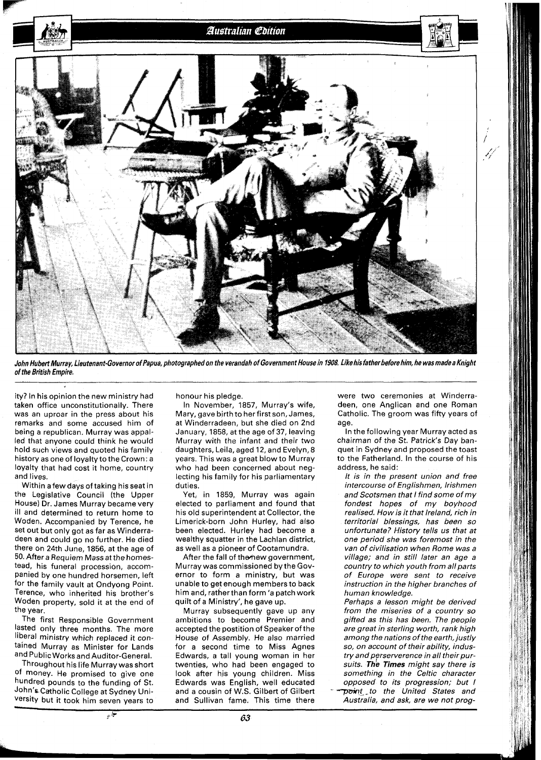*John Hubert Murray, Lieutenant-Governor of Papua, photographed on the verandah of Government House in 1908. Like his father before him, he was made a Knight of the British Empire.*

ity? In his opinion the new ministry had taken office unconstitutionally. There was an uproar in the press about his remarks and some accused him of being a republican. Murray was appalled that anyone could think he would hold such views and quoted his family history as one of loyalty to the Crown: a loyalty that had cost it home, country and lives.

Within a few days of taking his seat in the Legislative Council (the Upper House) Dr. James Murray became very ill and determined to return home to Woden. Accompanied by Terence, he set out but only got as far as Winderradeen and could go no further. He died there on 24th June, 1856, at the age of 50. After a Requiem Mass at the homestead, his funeral procession, accompanied by one hundred horsemen, left for the family vault at Ondyong Point. Terence, who inherited his brother's Woden property, sold it at the end of the year.

The first Responsible Government lasted only three months. The more liberal ministry which replaced it contained Murray as Minister for Lands and Public Works and Auditor-General.

Throughout his life Murray was short of money. He promised to give one hundred pounds to the funding of St. John's Catholic College at Sydney University but it took him seven years to honour his pledge.

In November, 1857, Murray's wife, Mary, gave birth to her first son, James, at Winderradeen, but she died on 2nd January, 1858, at the age of 37, leaving Murray with the infant and their two daughters, Leila, aged 12, and Evelyn, 8 years. This was a great blow to Murray who had been concerned about neglecting his family for his parliamentary duties.

Yet, in 1859, Murray was again elected to parliament and found that his old superintendent at Collector, the Limerick-born John Hurley, had also been elected. Hurley had become a wealthy squatter in the Lachlan district, as well as a pioneer of Cootamundra.

After the fall of the new government, Murray was commissioned by the Governor to form a ministry, but was unable to get enough members to back him and, rather than form 'a patch work quilt of a Ministry', he gave up.

Murray subsequently gave up any ambitions to become Premier and accepted the postition of Speaker of the House of Assembly. He also married for a second time to Miss Agnes Edwards, a tall young woman in her twenties, who had been engaged to look after his young children. Miss Edwards was English, well educated and a cousin of W.S. Gilbert of Gilbert and Sullivan fame. This time there were two ceremonies at Winderradeen, one Anglican and one Roman Catholic. The groom was fifty years of age.

In the following year Murray acted as chairman of the St. Patrick's Day banquet in Sydney and proposed the toast to the Fatherland. In the course of his address, he said:

*It is in the present union and free intercourse of Englishmen, Irishmen and Scotsmen that I find some of my fondest hopes of my boyhood realised. How is it that Ireland, rich in territorial blessings, has been so unfortunate? History tells us that at one period she was foremost in the van of civilisation when Rome was a village; and in still later an age a country to which youth from all parts of Europe were sent to receive instruction in the higher branches of human knowledge.*

*Perhaps a lesson might be derived from the miseries of a country so gifted as this has been. The people are great in sterling worth, rank high among the nations of the earth, justly so, on account of their ability, industry and perserverence in all their pursuits.* ***The Times*** *might say there is something in the Celtic character opposed to its progression; but I point to the United States and Australia, and ask, are we not prog-*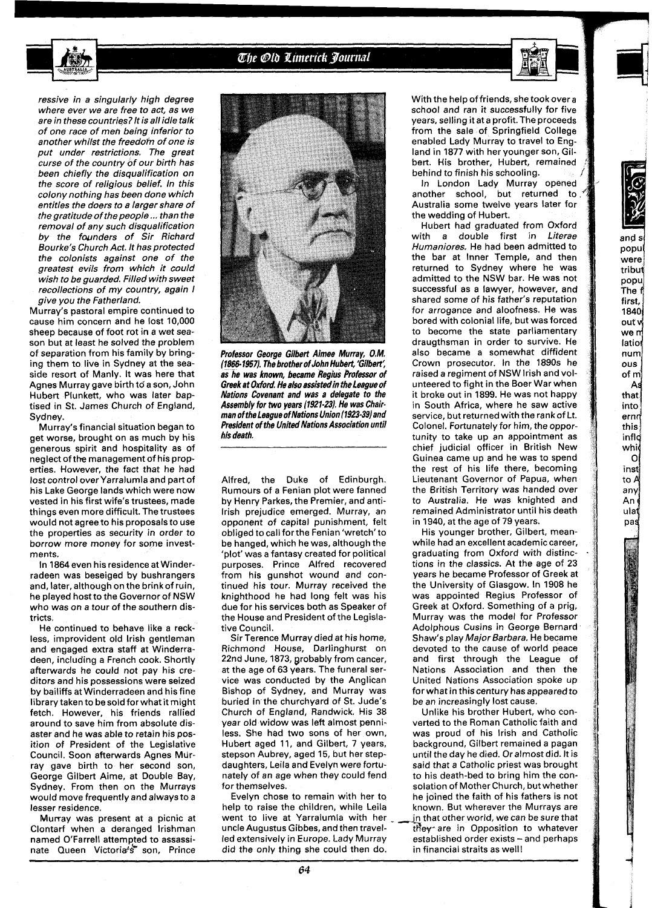*ressive in a singularly high degree where ever we are free to act, as we are in these countries? It is all idle talk of one race of men being inferior to another whilst the freedom of one is put under restrictions. The great curse of the country of our birth has been chiefly the disqualification on the score of religious belief. In this colony nothing has been done which entitles the doers to a larger share of the gratitude of the people ... than the removal of any such disqualification by the founders of Sir Richard Bourke's Church Act. It has protected the colonists against one of the greatest evils from which it could wish to be guarded. Filled with sweet recollections of my country, again I give you the Fatherland.*

Murray's pastoral empire continued to cause him concern and he lost 10,000 sheep because of foot rot in a wet season but at least he solved the problem of separation from his family by bringing them to live in Sydney at the seaside resort of Manly. It was here that Agnes Murray gave birth to a son, John Hubert Plunkett, who was later baptised in St. James Church of England, Sydney.

Murray's financial situation began to get worse, brought on as much by his generous spirit and hospitality as of neglect of the management of his properties. However, the fact that he had lost control over Yarralumla and part of his Lake George lands which were now vested in his first wife's trustees, made things even more difficult. The trustees would not agree to his proposals to use the properties as security in order to borrow more money for some investments.

In 1864 even his residence at Winderradeen was beseiged by bushrangers and, later, although on the brink of ruin, he played host to the Governor of NSW who was on a tour of the southern districts.

He continued to behave like a reckless, improvident old Irish gentleman and engaged extra staff at Winderradeen, including a French cook. Shortly afterwards he could not pay his creditors and his possessions were seized by bailiffs at Winderradeen and his fine library taken to be sold for what it might fetch. However, his friends rallied around to save him from absolute disaster and he was able to retain his position of President of the Legislative Council. Soon afterwards Agnes Murray gave birth to her second son, George Gilbert Aime, at Double Bay, Sydney. From then on the Murrays would move frequently and always to a lesser residence.

Murray was present at a picnic at Clontarf when a deranged Irishman named O'Farrell attempted to assassinate Queen Victoria's son, Prince Alfred, the Duke of Edinburgh. Rumours of a Fenian plot were fanned by Henry Parkes, the Premier, and anti-Irish prejudice emerged. Murray, an opponent of capital punishment, felt obliged to call for the Fenian 'wretch' to be hanged, which he was, although the 'plot' was a fantasy created for political purposes. Prince Alfred recovered from his gunshot wound and continued his tour. Murray received the knighthood he had long felt was his due for his services both as Speaker of the House and President of the Legislative Council.

Sir Terence Murray died at his home, Richmond House, Darlinghurst on 22nd June, 1873, probably from cancer, at the age of 63 years. The funeral service was conducted by the Anglican Bishop of Sydney, and Murray was buried in the churchyard of St. Jude's Church of England, Randwick. His 38 year old widow was left almost penniless. She had two sons of her own, Hubert aged 11, and Gilbert, 7 years, stepson Aubrey, aged 15, but her stepdaughters, Leila and Evelyn were fortunately of an age when they could fend for themselves.

Evelyn chose to remain with her to help to raise the children, while Leila went to live at Yarralumla with her uncle Augustus Gibbes, and then travelled extensively in Europe. Lady Murray did the only thing she could then do.

**Professor George Gilbert Aimee Murray, O.M. (1866-1957). The brother of John Hubert, 'Gilbert', as he was known, became Regius Professor of Greek at Oxford. He also assisted in the League of Nations Covenant and was a delegate to the Assembly for two years (1921-23). He was Chairman of the League of Nations Union (1923-39) and President of the United Nations Association until his death.**

With the help of friends, she took over a school and ran it successfully for five years, selling it at a profit. The proceeds from the sale of Springfield College enabled Lady Murray to travel to England in 1877 with her younger son, Gilbert. His brother, Hubert, remained behind to finish his schooling.

In London Lady Murray opened another school, but returned to Australia some twelve years later for the wedding of Hubert.

Hubert had graduated from Oxford with a double first in *Literae Humaniores*. He had been admitted to the bar at Inner Temple, and then returned to Sydney where he was admitted to the NSW bar. He was not successful as a lawyer, however, and shared some of his father's reputation for arrogance and aloofness. He was bored with colonial life, but was forced to become the state parliamentary draugthsman in order to survive. He also became a somewhat diffident Crown prosecutor. In the 1890s he raised a regiment of NSW Irish and volunteered to fight in the Boer War when it broke out in 1899. He was not happy in South Africa, where he saw active service, but returned with the rank of Lt. Colonel. Fortunately for him, the opportunity to take up an appointment as chief judicial officer in British New Guinea came up and he was to spend the rest of his life there, becoming Lieutenant Governor of Papua, when the British Territory was handed over to Australia. He was knighted and remained Administrator until his death in 1940, at the age of 79 years.

His younger brother, Gilbert, meanwhile had an excellent academic career, graduating from Oxford with distinctions in the classics. At the age of 23 years he became Professor of Greek at the University of Glasgow. In 1908 he was appointed Regius Professor of Greek at Oxford. Something of a prig, Murray was the model for Professor Adolphous Cusins in George Bernard Shaw's play *Major Barbara*. He became devoted to the cause of world peace and first through the League of Nations Association and then the United Nations Association spoke up for what in this century has appeared to be an increasingly lost cause.

Unlike his brother Hubert, who converted to the Roman Catholic faith and was proud of his Irish and Catholic background, Gilbert remained a pagan until the day he died. Or almost did. It is said that a Catholic priest was brought to his death-bed to bring him the consolation of Mother Church, but whether he joined the faith of his fathers is not known. But wherever the Murrays are in that other world, we can be sure that they are in Opposition to whatever established order exists – and perhaps in financial straits as well!